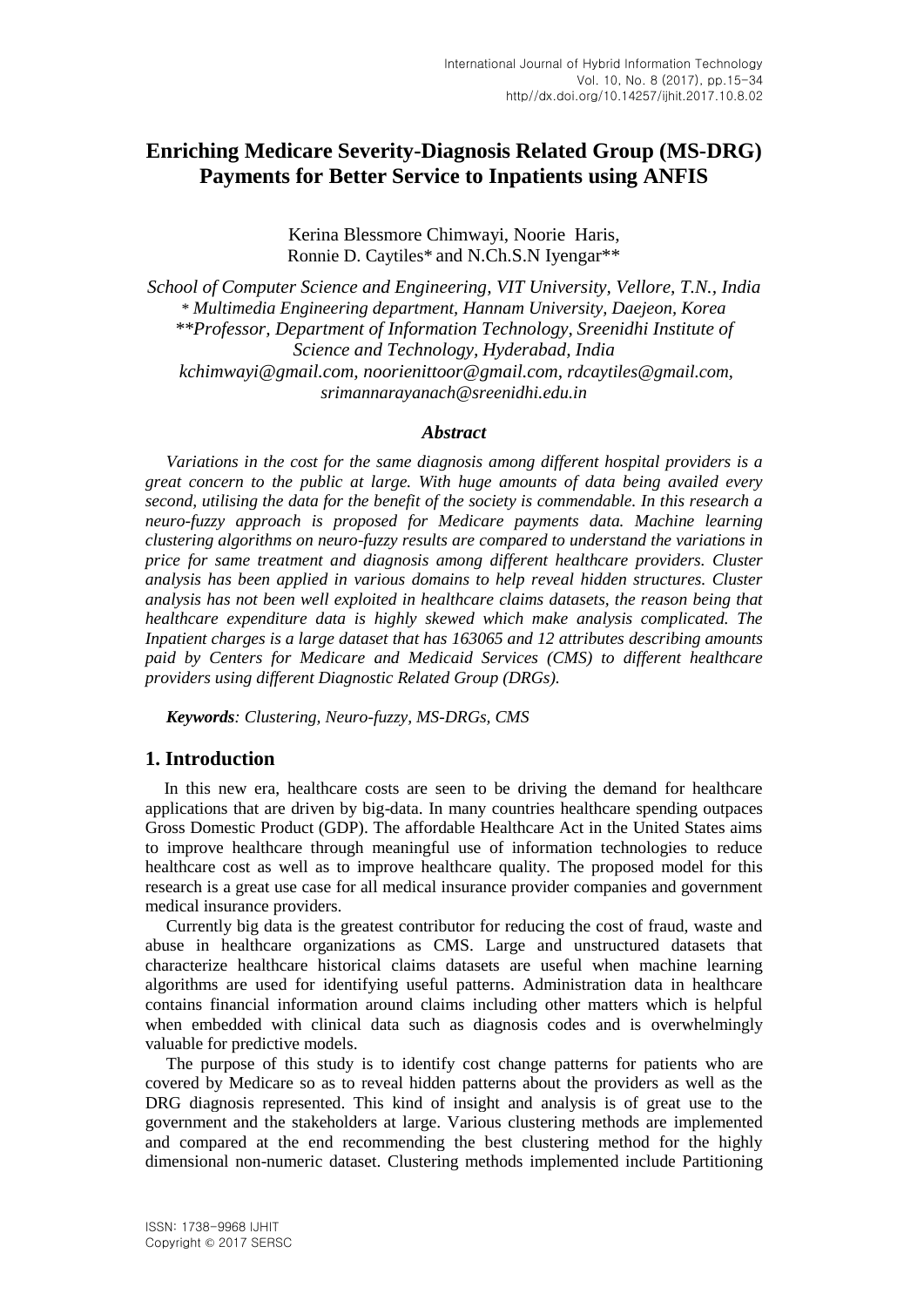# Enriching Medicare Severity-Diagnosis Related Group (MS-DRG) Payments for Better Service to Inpatients using ANFIS

Kerina Blessmore Chimwayi, Noorie Haris, Ronnie D. Caytiles* and N.Ch.S.N Iyengar**

*School of Computer Science and Engineering, VIT University, Vellore, T.N., India*
*\* Multimedia Engineering department, Hannam University, Daejeon, Korea*
*\*\*Professor, Department of Information Technology, Sreenidhi Institute of Science and Technology, Hyderabad, India*
*kchimwayi@gmail.com, noorienittoor@gmail.com, rdcaytiles@gmail.com, srimannarayanach@sreenidhi.edu.in*

### *Abstract*

*Variations in the cost for the same diagnosis among different hospital providers is a great concern to the public at large. With huge amounts of data being availed every second, utilising the data for the benefit of the society is commendable. In this research a neuro-fuzzy approach is proposed for Medicare payments data. Machine learning clustering algorithms on neuro-fuzzy results are compared to understand the variations in price for same treatment and diagnosis among different healthcare providers. Cluster analysis has been applied in various domains to help reveal hidden structures. Cluster analysis has not been well exploited in healthcare claims datasets, the reason being that healthcare expenditure data is highly skewed which make analysis complicated. The Inpatient charges is a large dataset that has 163065 and 12 attributes describing amounts paid by Centers for Medicare and Medicaid Services (CMS) to different healthcare providers using different Diagnostic Related Group (DRGs).*

***Keywords**: Clustering, Neuro-fuzzy, MS-DRGs, CMS*

## 1. Introduction

In this new era, healthcare costs are seen to be driving the demand for healthcare applications that are driven by big-data. In many countries healthcare spending outpaces Gross Domestic Product (GDP). The affordable Healthcare Act in the United States aims to improve healthcare through meaningful use of information technologies to reduce healthcare cost as well as to improve healthcare quality. The proposed model for this research is a great use case for all medical insurance provider companies and government medical insurance providers.

Currently big data is the greatest contributor for reducing the cost of fraud, waste and abuse in healthcare organizations as CMS. Large and unstructured datasets that characterize healthcare historical claims datasets are useful when machine learning algorithms are used for identifying useful patterns. Administration data in healthcare contains financial information around claims including other matters which is helpful when embedded with clinical data such as diagnosis codes and is overwhelmingly valuable for predictive models.

The purpose of this study is to identify cost change patterns for patients who are covered by Medicare so as to reveal hidden patterns about the providers as well as the DRG diagnosis represented. This kind of insight and analysis is of great use to the government and the stakeholders at large. Various clustering methods are implemented and compared at the end recommending the best clustering method for the highly dimensional non-numeric dataset. Clustering methods implemented include Partitioning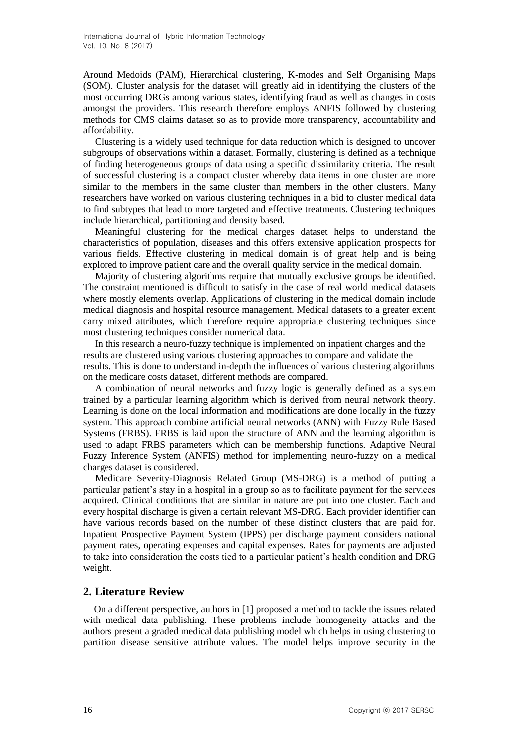Around Medoids (PAM), Hierarchical clustering, K-modes and Self Organising Maps (SOM). Cluster analysis for the dataset will greatly aid in identifying the clusters of the most occurring DRGs among various states, identifying fraud as well as changes in costs amongst the providers. This research therefore employs ANFIS followed by clustering methods for CMS claims dataset so as to provide more transparency, accountability and affordability.

Clustering is a widely used technique for data reduction which is designed to uncover subgroups of observations within a dataset. Formally, clustering is defined as a technique of finding heterogeneous groups of data using a specific dissimilarity criteria. The result of successful clustering is a compact cluster whereby data items in one cluster are more similar to the members in the same cluster than members in the other clusters. Many researchers have worked on various clustering techniques in a bid to cluster medical data to find subtypes that lead to more targeted and effective treatments. Clustering techniques include hierarchical, partitioning and density based.

Meaningful clustering for the medical charges dataset helps to understand the characteristics of population, diseases and this offers extensive application prospects for various fields. Effective clustering in medical domain is of great help and is being explored to improve patient care and the overall quality service in the medical domain.

Majority of clustering algorithms require that mutually exclusive groups be identified. The constraint mentioned is difficult to satisfy in the case of real world medical datasets where mostly elements overlap. Applications of clustering in the medical domain include medical diagnosis and hospital resource management. Medical datasets to a greater extent carry mixed attributes, which therefore require appropriate clustering techniques since most clustering techniques consider numerical data.

In this research a neuro-fuzzy technique is implemented on inpatient charges and the results are clustered using various clustering approaches to compare and validate the results. This is done to understand in-depth the influences of various clustering algorithms on the medicare costs dataset, different methods are compared.

A combination of neural networks and fuzzy logic is generally defined as a system trained by a particular learning algorithm which is derived from neural network theory. Learning is done on the local information and modifications are done locally in the fuzzy system. This approach combine artificial neural networks (ANN) with Fuzzy Rule Based Systems (FRBS). FRBS is laid upon the structure of ANN and the learning algorithm is used to adapt FRBS parameters which can be membership functions. Adaptive Neural Fuzzy Inference System (ANFIS) method for implementing neuro-fuzzy on a medical charges dataset is considered.

Medicare Severity-Diagnosis Related Group (MS-DRG) is a method of putting a particular patient's stay in a hospital in a group so as to facilitate payment for the services acquired. Clinical conditions that are similar in nature are put into one cluster. Each and every hospital discharge is given a certain relevant MS-DRG. Each provider identifier can have various records based on the number of these distinct clusters that are paid for. Inpatient Prospective Payment System (IPPS) per discharge payment considers national payment rates, operating expenses and capital expenses. Rates for payments are adjusted to take into consideration the costs tied to a particular patient's health condition and DRG weight.

## 2. Literature Review

On a different perspective, authors in [1] proposed a method to tackle the issues related with medical data publishing. These problems include homogeneity attacks and the authors present a graded medical data publishing model which helps in using clustering to partition disease sensitive attribute values. The model helps improve security in the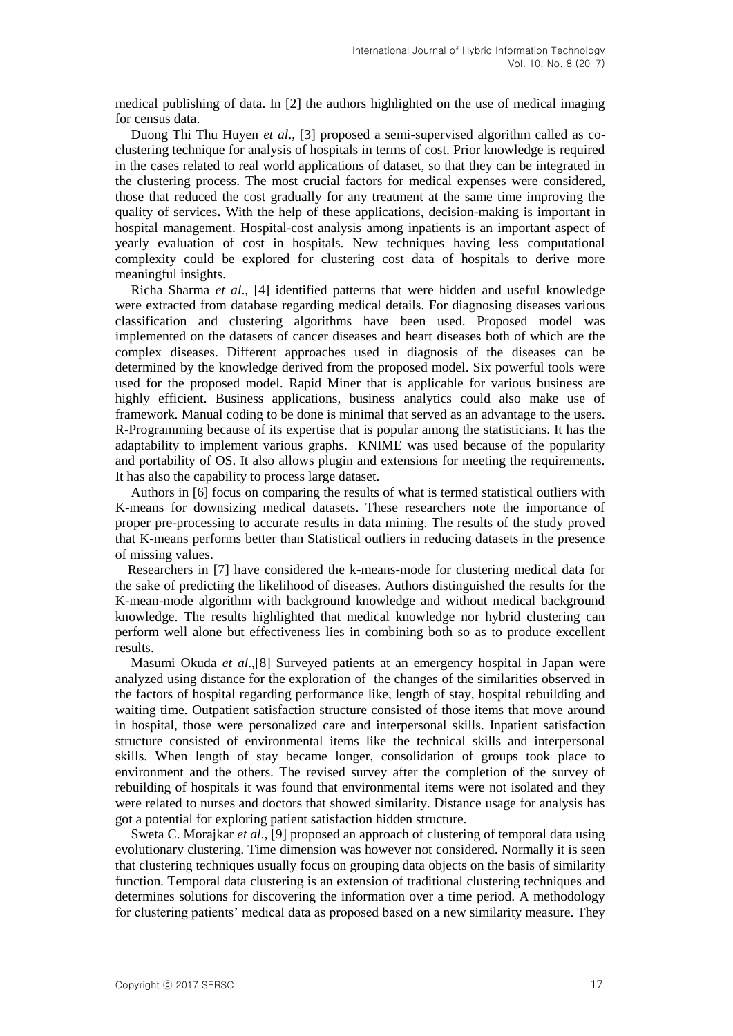medical publishing of data. In [2] the authors highlighted on the use of medical imaging for census data.

Duong Thi Thu Huyen *et al*., [3] proposed a semi-supervised algorithm called as co-clustering technique for analysis of hospitals in terms of cost. Prior knowledge is required in the cases related to real world applications of dataset, so that they can be integrated in the clustering process. The most crucial factors for medical expenses were considered, those that reduced the cost gradually for any treatment at the same time improving the quality of services**.** With the help of these applications, decision-making is important in hospital management. Hospital-cost analysis among inpatients is an important aspect of yearly evaluation of cost in hospitals. New techniques having less computational complexity could be explored for clustering cost data of hospitals to derive more meaningful insights.

Richa Sharma *et al*., [4] identified patterns that were hidden and useful knowledge were extracted from database regarding medical details. For diagnosing diseases various classification and clustering algorithms have been used. Proposed model was implemented on the datasets of cancer diseases and heart diseases both of which are the complex diseases. Different approaches used in diagnosis of the diseases can be determined by the knowledge derived from the proposed model. Six powerful tools were used for the proposed model. Rapid Miner that is applicable for various business are highly efficient. Business applications, business analytics could also make use of framework. Manual coding to be done is minimal that served as an advantage to the users. R-Programming because of its expertise that is popular among the statisticians. It has the adaptability to implement various graphs. KNIME was used because of the popularity and portability of OS. It also allows plugin and extensions for meeting the requirements. It has also the capability to process large dataset.

Authors in [6] focus on comparing the results of what is termed statistical outliers with K-means for downsizing medical datasets. These researchers note the importance of proper pre-processing to accurate results in data mining. The results of the study proved that K-means performs better than Statistical outliers in reducing datasets in the presence of missing values.

Researchers in [7] have considered the k-means-mode for clustering medical data for the sake of predicting the likelihood of diseases. Authors distinguished the results for the K-mean-mode algorithm with background knowledge and without medical background knowledge. The results highlighted that medical knowledge nor hybrid clustering can perform well alone but effectiveness lies in combining both so as to produce excellent results.

Masumi Okuda *et al*.,[8] Surveyed patients at an emergency hospital in Japan were analyzed using distance for the exploration of the changes of the similarities observed in the factors of hospital regarding performance like, length of stay, hospital rebuilding and waiting time. Outpatient satisfaction structure consisted of those items that move around in hospital, those were personalized care and interpersonal skills. Inpatient satisfaction structure consisted of environmental items like the technical skills and interpersonal skills. When length of stay became longer, consolidation of groups took place to environment and the others. The revised survey after the completion of the survey of rebuilding of hospitals it was found that environmental items were not isolated and they were related to nurses and doctors that showed similarity. Distance usage for analysis has got a potential for exploring patient satisfaction hidden structure.

Sweta C. Morajkar *et al*., [9] proposed an approach of clustering of temporal data using evolutionary clustering. Time dimension was however not considered. Normally it is seen that clustering techniques usually focus on grouping data objects on the basis of similarity function. Temporal data clustering is an extension of traditional clustering techniques and determines solutions for discovering the information over a time period. A methodology for clustering patients' medical data as proposed based on a new similarity measure. They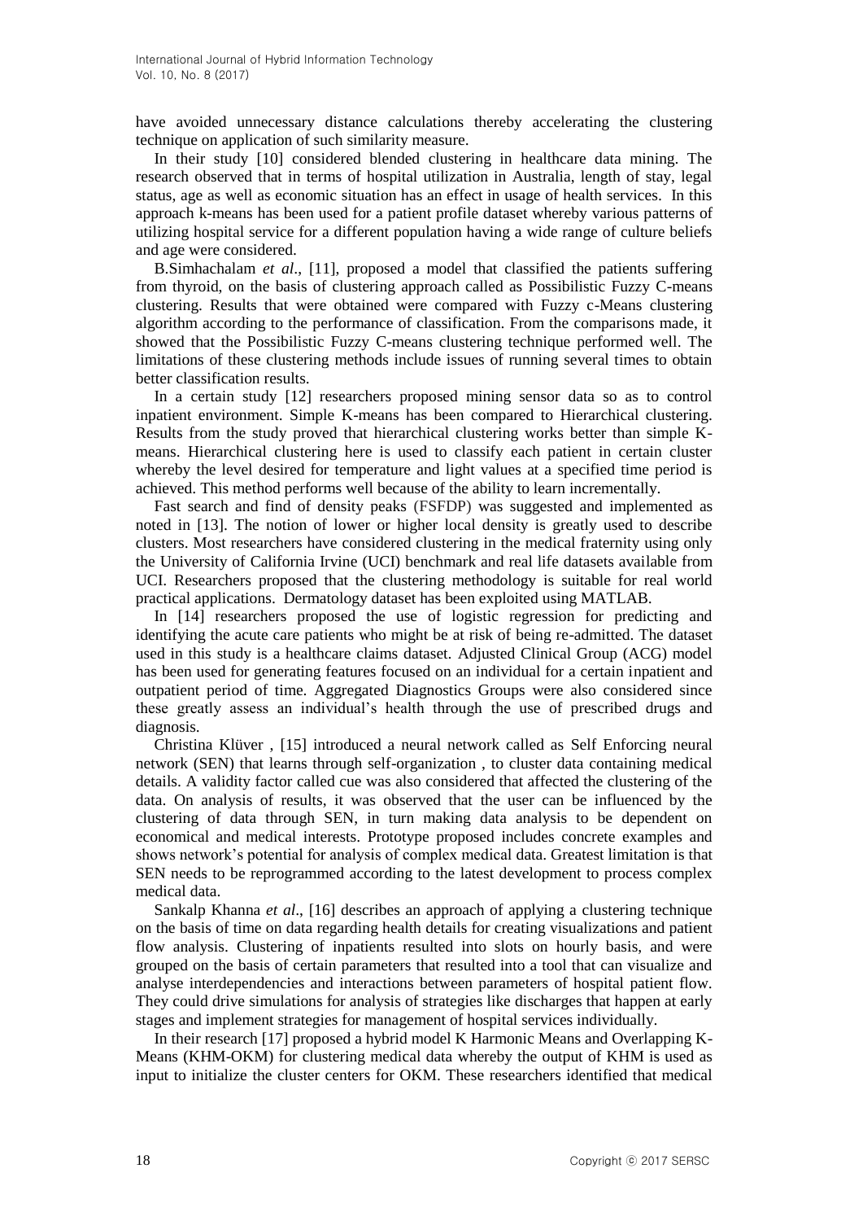have avoided unnecessary distance calculations thereby accelerating the clustering technique on application of such similarity measure.

In their study [10] considered blended clustering in healthcare data mining. The research observed that in terms of hospital utilization in Australia, length of stay, legal status, age as well as economic situation has an effect in usage of health services. In this approach k-means has been used for a patient profile dataset whereby various patterns of utilizing hospital service for a different population having a wide range of culture beliefs and age were considered.

B.Simhachalam *et al*., [11], proposed a model that classified the patients suffering from thyroid, on the basis of clustering approach called as Possibilistic Fuzzy C-means clustering. Results that were obtained were compared with Fuzzy c-Means clustering algorithm according to the performance of classification. From the comparisons made, it showed that the Possibilistic Fuzzy C-means clustering technique performed well. The limitations of these clustering methods include issues of running several times to obtain better classification results.

In a certain study [12] researchers proposed mining sensor data so as to control inpatient environment. Simple K-means has been compared to Hierarchical clustering. Results from the study proved that hierarchical clustering works better than simple K-means. Hierarchical clustering here is used to classify each patient in certain cluster whereby the level desired for temperature and light values at a specified time period is achieved. This method performs well because of the ability to learn incrementally.

Fast search and find of density peaks (FSFDP) was suggested and implemented as noted in [13]. The notion of lower or higher local density is greatly used to describe clusters. Most researchers have considered clustering in the medical fraternity using only the University of California Irvine (UCI) benchmark and real life datasets available from UCI. Researchers proposed that the clustering methodology is suitable for real world practical applications. Dermatology dataset has been exploited using MATLAB.

In [14] researchers proposed the use of logistic regression for predicting and identifying the acute care patients who might be at risk of being re-admitted. The dataset used in this study is a healthcare claims dataset. Adjusted Clinical Group (ACG) model has been used for generating features focused on an individual for a certain inpatient and outpatient period of time. Aggregated Diagnostics Groups were also considered since these greatly assess an individual's health through the use of prescribed drugs and diagnosis.

Christina Klüver , [15] introduced a neural network called as Self Enforcing neural network (SEN) that learns through self-organization , to cluster data containing medical details. A validity factor called cue was also considered that affected the clustering of the data. On analysis of results, it was observed that the user can be influenced by the clustering of data through SEN, in turn making data analysis to be dependent on economical and medical interests. Prototype proposed includes concrete examples and shows network's potential for analysis of complex medical data. Greatest limitation is that SEN needs to be reprogrammed according to the latest development to process complex medical data.

Sankalp Khanna *et al*., [16] describes an approach of applying a clustering technique on the basis of time on data regarding health details for creating visualizations and patient flow analysis. Clustering of inpatients resulted into slots on hourly basis, and were grouped on the basis of certain parameters that resulted into a tool that can visualize and analyse interdependencies and interactions between parameters of hospital patient flow. They could drive simulations for analysis of strategies like discharges that happen at early stages and implement strategies for management of hospital services individually.

In their research [17] proposed a hybrid model K Harmonic Means and Overlapping K-Means (KHM-OKM) for clustering medical data whereby the output of KHM is used as input to initialize the cluster centers for OKM. These researchers identified that medical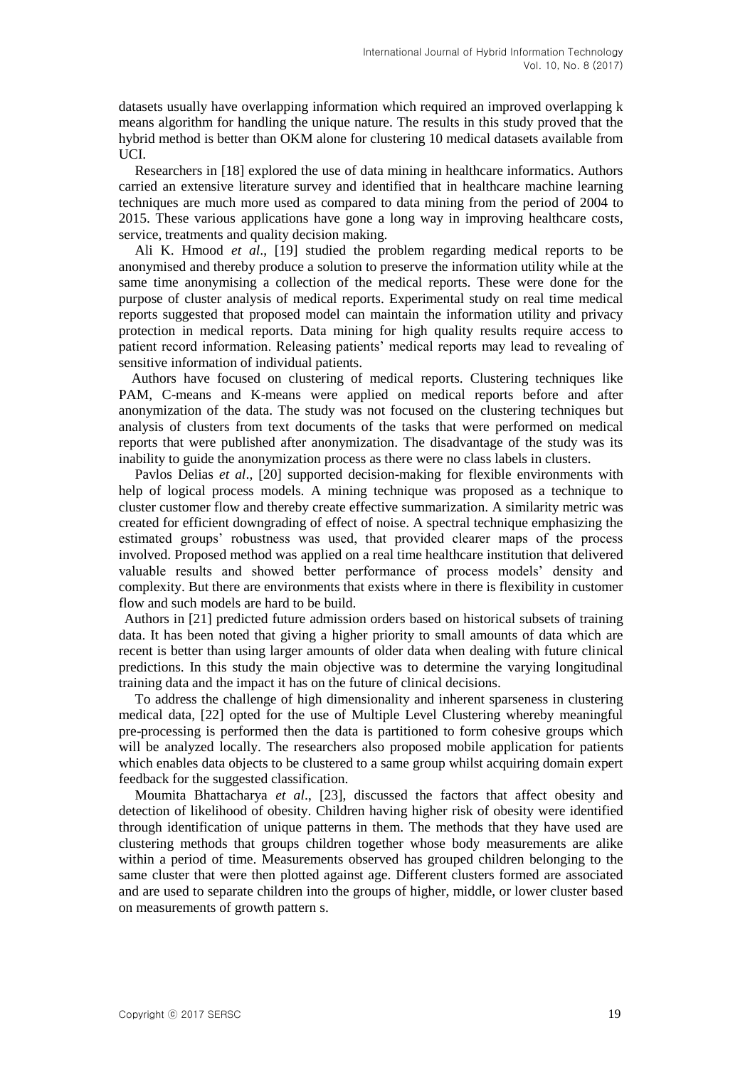datasets usually have overlapping information which required an improved overlapping k means algorithm for handling the unique nature. The results in this study proved that the hybrid method is better than OKM alone for clustering 10 medical datasets available from UCI.

Researchers in [18] explored the use of data mining in healthcare informatics. Authors carried an extensive literature survey and identified that in healthcare machine learning techniques are much more used as compared to data mining from the period of 2004 to 2015. These various applications have gone a long way in improving healthcare costs, service, treatments and quality decision making.

Ali K. Hmood *et al*., [19] studied the problem regarding medical reports to be anonymised and thereby produce a solution to preserve the information utility while at the same time anonymising a collection of the medical reports. These were done for the purpose of cluster analysis of medical reports. Experimental study on real time medical reports suggested that proposed model can maintain the information utility and privacy protection in medical reports. Data mining for high quality results require access to patient record information. Releasing patients' medical reports may lead to revealing of sensitive information of individual patients.

Authors have focused on clustering of medical reports. Clustering techniques like PAM, C-means and K-means were applied on medical reports before and after anonymization of the data. The study was not focused on the clustering techniques but analysis of clusters from text documents of the tasks that were performed on medical reports that were published after anonymization. The disadvantage of the study was its inability to guide the anonymization process as there were no class labels in clusters.

Pavlos Delias *et al*., [20] supported decision-making for flexible environments with help of logical process models. A mining technique was proposed as a technique to cluster customer flow and thereby create effective summarization. A similarity metric was created for efficient downgrading of effect of noise. A spectral technique emphasizing the estimated groups' robustness was used, that provided clearer maps of the process involved. Proposed method was applied on a real time healthcare institution that delivered valuable results and showed better performance of process models' density and complexity. But there are environments that exists where in there is flexibility in customer flow and such models are hard to be build.

Authors in [21] predicted future admission orders based on historical subsets of training data. It has been noted that giving a higher priority to small amounts of data which are recent is better than using larger amounts of older data when dealing with future clinical predictions. In this study the main objective was to determine the varying longitudinal training data and the impact it has on the future of clinical decisions.

To address the challenge of high dimensionality and inherent sparseness in clustering medical data, [22] opted for the use of Multiple Level Clustering whereby meaningful pre-processing is performed then the data is partitioned to form cohesive groups which will be analyzed locally. The researchers also proposed mobile application for patients which enables data objects to be clustered to a same group whilst acquiring domain expert feedback for the suggested classification.

Moumita Bhattacharya *et al*., [23], discussed the factors that affect obesity and detection of likelihood of obesity. Children having higher risk of obesity were identified through identification of unique patterns in them. The methods that they have used are clustering methods that groups children together whose body measurements are alike within a period of time. Measurements observed has grouped children belonging to the same cluster that were then plotted against age. Different clusters formed are associated and are used to separate children into the groups of higher, middle, or lower cluster based on measurements of growth pattern s.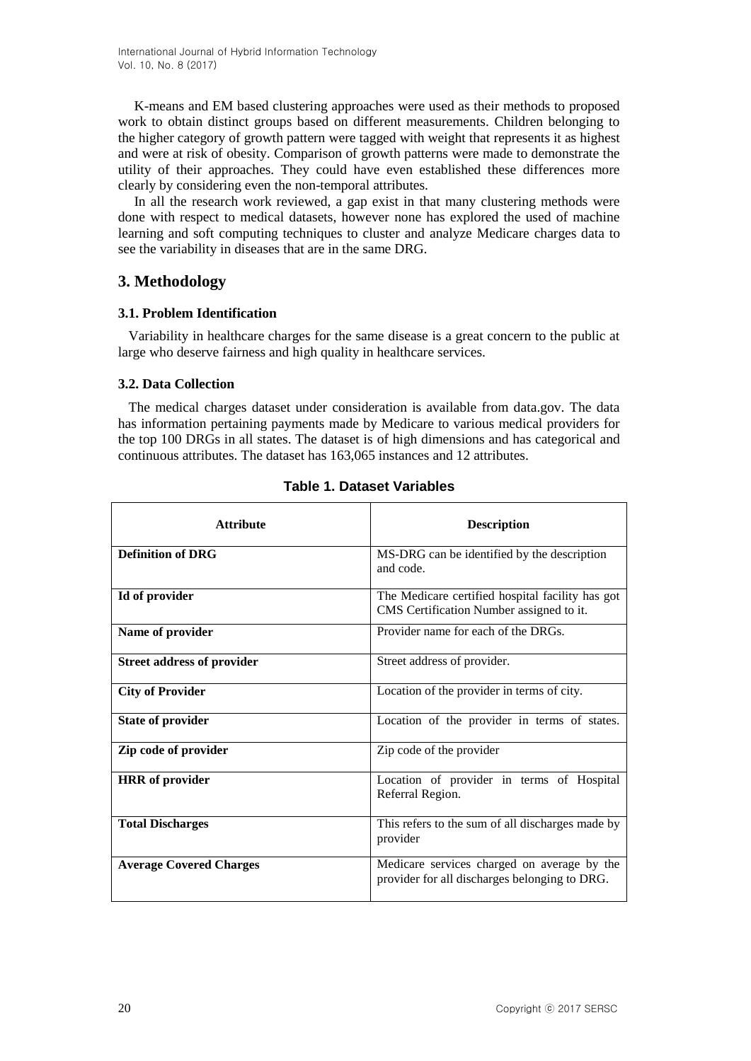K-means and EM based clustering approaches were used as their methods to proposed work to obtain distinct groups based on different measurements. Children belonging to the higher category of growth pattern were tagged with weight that represents it as highest and were at risk of obesity. Comparison of growth patterns were made to demonstrate the utility of their approaches. They could have even established these differences more clearly by considering even the non-temporal attributes.

In all the research work reviewed, a gap exist in that many clustering methods were done with respect to medical datasets, however none has explored the used of machine learning and soft computing techniques to cluster and analyze Medicare charges data to see the variability in diseases that are in the same DRG.

## 3. Methodology

### 3.1. Problem Identification

Variability in healthcare charges for the same disease is a great concern to the public at large who deserve fairness and high quality in healthcare services.

### 3.2. Data Collection

The medical charges dataset under consideration is available from data.gov. The data has information pertaining payments made by Medicare to various medical providers for the top 100 DRGs in all states. The dataset is of high dimensions and has categorical and continuous attributes. The dataset has 163,065 instances and 12 attributes.

**Table 1. Dataset Variables**

| Attribute | Description |
|---|---|
| **Definition of DRG** | MS-DRG can be identified by the description and code. |
| **Id of provider** | The Medicare certified hospital facility has got CMS Certification Number assigned to it. |
| **Name of provider** | Provider name for each of the DRGs. |
| **Street address of provider** | Street address of provider. |
| **City of Provider** | Location of the provider in terms of city. |
| **State of provider** | Location of the provider in terms of states. |
| **Zip code of provider** | Zip code of the provider |
| **HRR of provider** | Location of provider in terms of Hospital Referral Region. |
| **Total Discharges** | This refers to the sum of all discharges made by provider |
| **Average Covered Charges** | Medicare services charged on average by the provider for all discharges belonging to DRG. |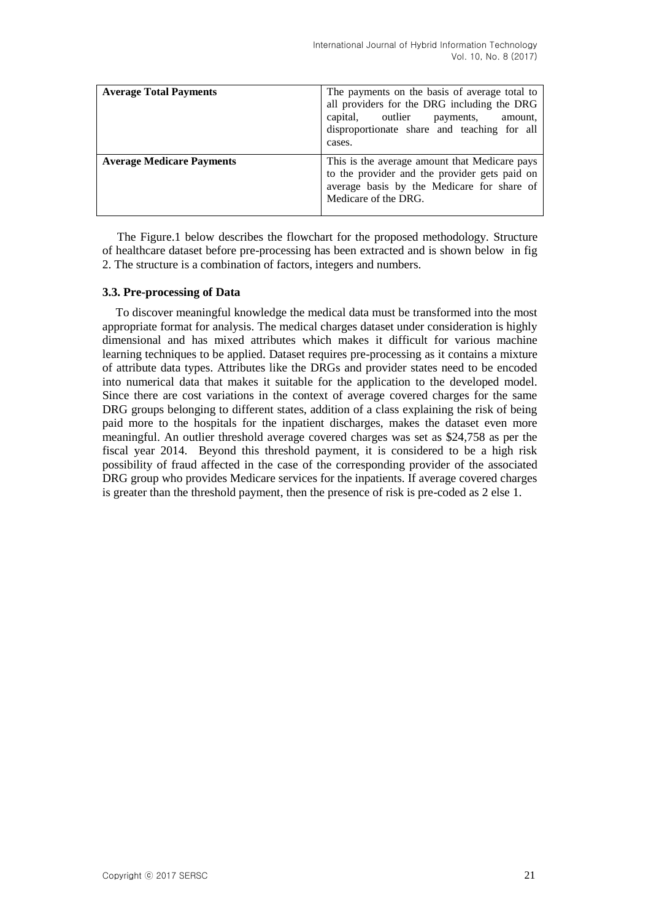| | |
|---|---|
| **Average Total Payments** | The payments on the basis of average total to all providers for the DRG including the DRG capital, outlier payments, amount, disproportionate share and teaching for all cases. |
| **Average Medicare Payments** | This is the average amount that Medicare pays to the provider and the provider gets paid on average basis by the Medicare for share of Medicare of the DRG. |

The Figure.1 below describes the flowchart for the proposed methodology. Structure of healthcare dataset before pre-processing has been extracted and is shown below in fig 2. The structure is a combination of factors, integers and numbers.

### 3.3. Pre-processing of Data

To discover meaningful knowledge the medical data must be transformed into the most appropriate format for analysis. The medical charges dataset under consideration is highly dimensional and has mixed attributes which makes it difficult for various machine learning techniques to be applied. Dataset requires pre-processing as it contains a mixture of attribute data types. Attributes like the DRGs and provider states need to be encoded into numerical data that makes it suitable for the application to the developed model. Since there are cost variations in the context of average covered charges for the same DRG groups belonging to different states, addition of a class explaining the risk of being paid more to the hospitals for the inpatient discharges, makes the dataset even more meaningful. An outlier threshold average covered charges was set as $24,758 as per the fiscal year 2014. Beyond this threshold payment, it is considered to be a high risk possibility of fraud affected in the case of the corresponding provider of the associated DRG group who provides Medicare services for the inpatients. If average covered charges is greater than the threshold payment, then the presence of risk is pre-coded as 2 else 1.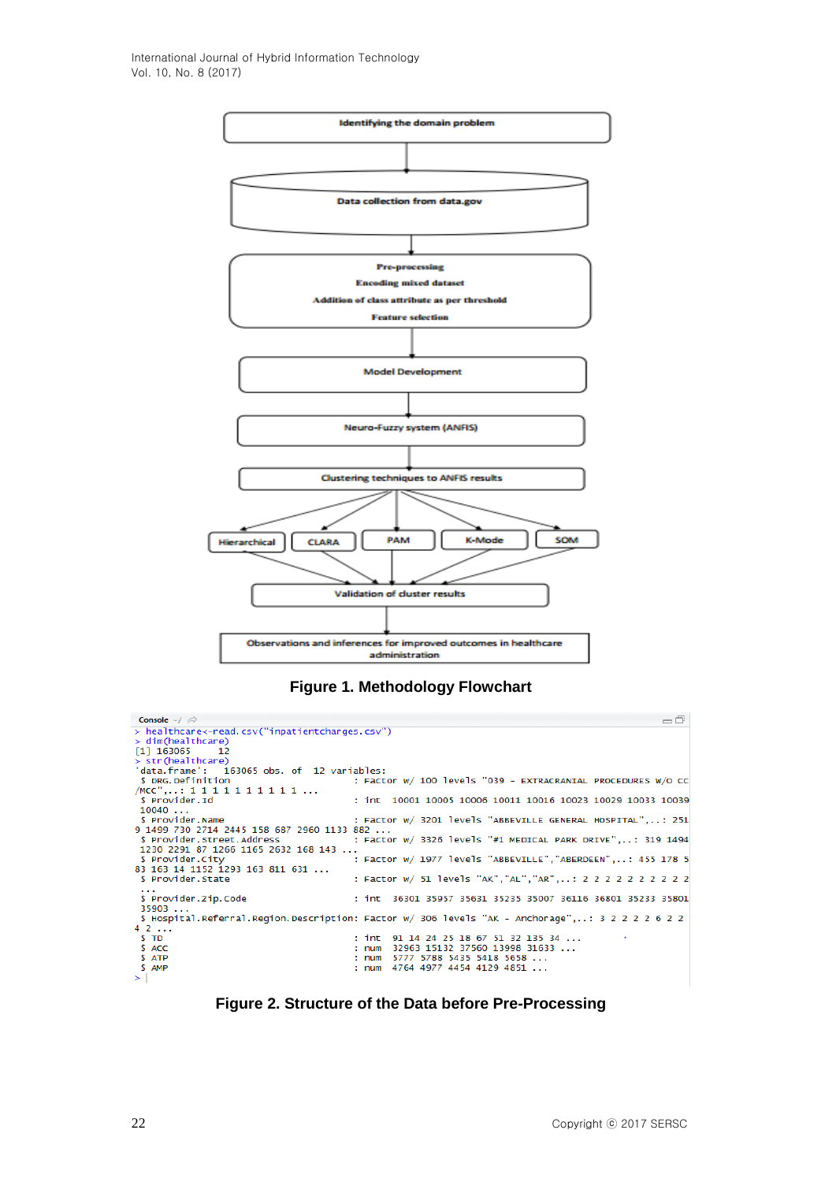Identifying the domain problem

Data collection from data.gov

Pre-processing
Encoding mixed dataset
Addition of class attribute as per threshold
Feature selection

Model Development

Neuro-Fuzzy system (ANFIS)

Clustering techniques to ANFIS results

Hierarchical | CLARA | PAM | K-Mode | SOM

Validation of cluster results

Observations and inferences for improved outcomes in healthcare administration

**Figure 1. Methodology Flowchart**

```
> healthcare<-read.csv("inpatientcharges.csv")
> dim(healthcare)
[1] 163065     12
> str(healthcare)
'data.frame':   163065 obs. of  12 variables:
 $ DRG.Definition                      : Factor w/ 100 levels "039 - EXTRACRANIAL PROCEDURES W/O CC
/MCC",..: 1 1 1 1 1 1 1 1 1 1 ...
 $ Provider.Id                         : int  10001 10005 10006 10011 10016 10023 10029 10033 10039
 10040 ...
 $ Provider.Name                       : Factor w/ 3201 levels "ABBEVILLE GENERAL HOSPITAL",..: 251
9 1499 730 2714 2445 158 687 2960 1133 882 ...
 $ Provider.Street.Address             : Factor w/ 3326 levels "#1 MEDICAL PARK DRIVE",..: 319 1494
 1230 2291 87 1266 1165 2632 168 143 ...
 $ Provider.City                       : Factor w/ 1977 levels "ABBEVILLE","ABERDEEN",..: 455 178 5
83 163 14 1152 1293 163 811 631 ...
 $ Provider.State                      : Factor w/ 51 levels "AK","AL","AR",..: 2 2 2 2 2 2 2 2 2 2
 ...
 $ Provider.Zip.Code                   : int  36301 35957 35631 35235 35007 36116 36801 35233 35801
 35903 ...
 $ Hospital.Referral.Region.Description: Factor w/ 306 levels "AK - Anchorage",..: 3 2 2 2 6 2 2
4 2 ...
 $ TD                                  : int  91 14 24 25 18 67 51 32 135 34 ...
 $ ACC                                 : num  32963 15132 37560 13998 31633 ...
 $ ATP                                 : num  5777 5788 5435 5418 5658 ...
 $ AMP                                 : num  4764 4977 4454 4129 4851 ...
>
```

**Figure 2. Structure of the Data before Pre-Processing**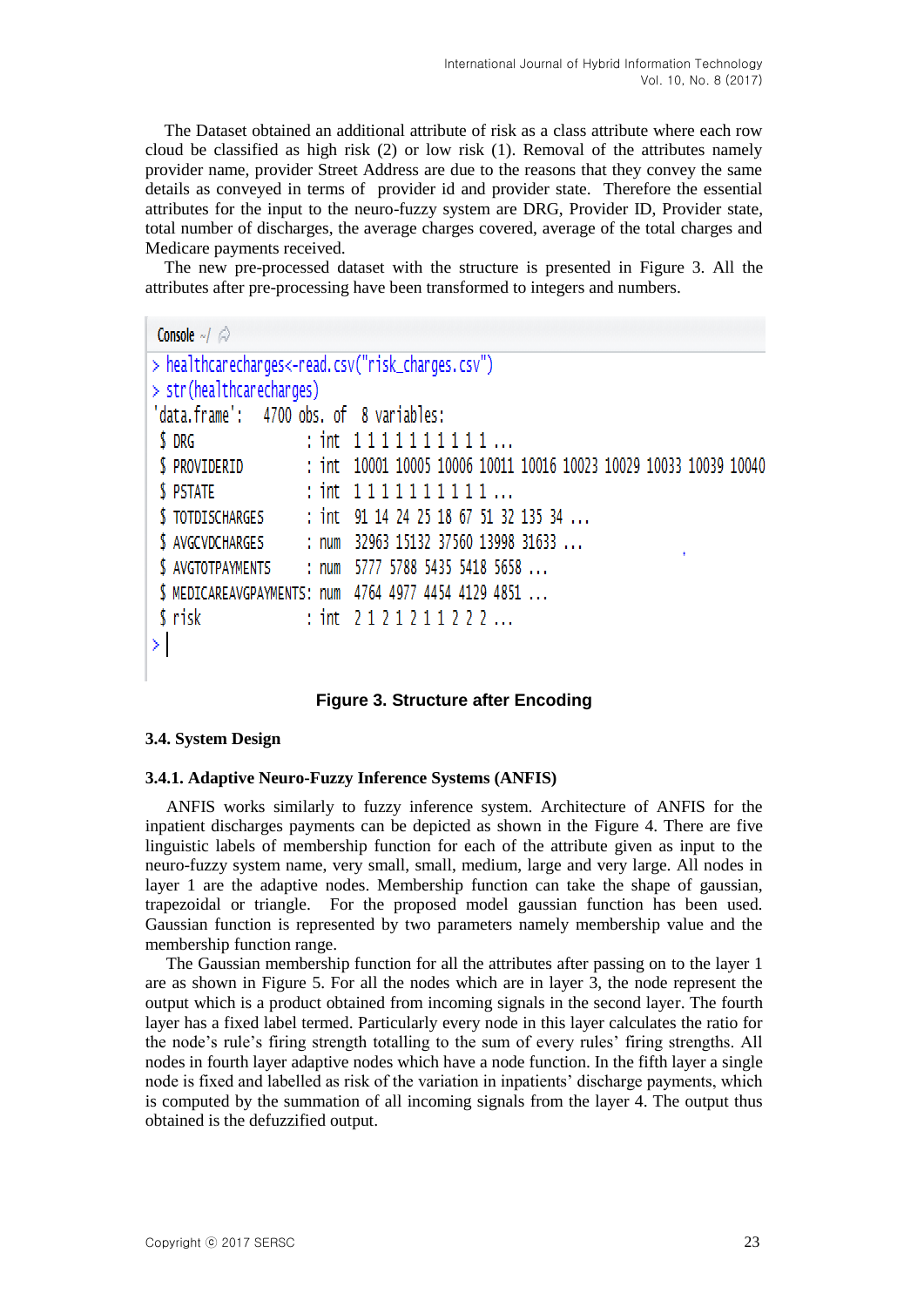The Dataset obtained an additional attribute of risk as a class attribute where each row cloud be classified as high risk (2) or low risk (1). Removal of the attributes namely provider name, provider Street Address are due to the reasons that they convey the same details as conveyed in terms of provider id and provider state. Therefore the essential attributes for the input to the neuro-fuzzy system are DRG, Provider ID, Provider state, total number of discharges, the average charges covered, average of the total charges and Medicare payments received.

The new pre-processed dataset with the structure is presented in Figure 3. All the attributes after pre-processing have been transformed to integers and numbers.

```
Console ~/
> healthcarecharges<-read.csv("risk_charges.csv")
> str(healthcarecharges)
'data.frame':   4700 obs. of  8 variables:
 $ DRG              : int  1 1 1 1 1 1 1 1 1 1 ...
 $ PROVIDERID       : int  10001 10005 10006 10011 10016 10023 10029 10033 10039 10040
 $ PSTATE           : int  1 1 1 1 1 1 1 1 1 1 ...
 $ TOTDISCHARGES    : int  91 14 24 25 18 67 51 32 135 34 ...
 $ AVGCVDCHARGES    : num  32963 15132 37560 13998 31633 ...
 $ AVGTOTPAYMENTS   : num  5777 5788 5435 5418 5658 ...
 $ MEDICAREAVGPAYMENTS: num  4764 4977 4454 4129 4851 ...
 $ risk             : int  2 1 2 1 2 1 1 2 2 2 ...
>
```

**Figure 3. Structure after Encoding**

### 3.4. System Design

#### 3.4.1. Adaptive Neuro-Fuzzy Inference Systems (ANFIS)

ANFIS works similarly to fuzzy inference system. Architecture of ANFIS for the inpatient discharges payments can be depicted as shown in the Figure 4. There are five linguistic labels of membership function for each of the attribute given as input to the neuro-fuzzy system name, very small, small, medium, large and very large. All nodes in layer 1 are the adaptive nodes. Membership function can take the shape of gaussian, trapezoidal or triangle. For the proposed model gaussian function has been used. Gaussian function is represented by two parameters namely membership value and the membership function range.

The Gaussian membership function for all the attributes after passing on to the layer 1 are as shown in Figure 5. For all the nodes which are in layer 3, the node represent the output which is a product obtained from incoming signals in the second layer. The fourth layer has a fixed label termed. Particularly every node in this layer calculates the ratio for the node's rule's firing strength totalling to the sum of every rules' firing strengths. All nodes in fourth layer adaptive nodes which have a node function. In the fifth layer a single node is fixed and labelled as risk of the variation in inpatients' discharge payments, which is computed by the summation of all incoming signals from the layer 4. The output thus obtained is the defuzzified output.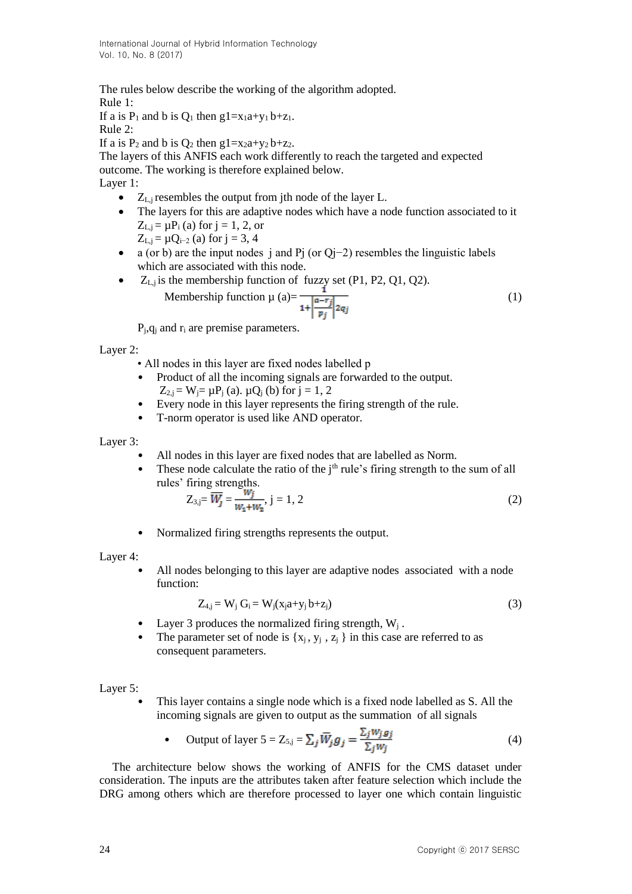The rules below describe the working of the algorithm adopted.

Rule 1:

If a is $P_1$ and b is $Q_1$ then $g1=x_1a+y_1b+z_1$.

Rule 2:

If a is $P_2$ and b is $Q_2$ then $g1=x_2a+y_2b+z_2$.

The layers of this ANFIS each work differently to reach the targeted and expected outcome. The working is therefore explained below.

Layer 1:

- $Z_{L,j}$ resembles the output from jth node of the layer L.
- The layers for this are adaptive nodes which have a node function associated to it
  $Z_{L,j} = \mu P_i(a)$ for j = 1, 2, or
  $Z_{L,j} = \mu Q_{i-2}(a)$ for j = 3, 4
- a (or b) are the input nodes j and Pj (or Qj−2) resembles the linguistic labels which are associated with this node.
- $Z_{L,j}$ is the membership function of fuzzy set (P1, P2, Q1, Q2).

$$\text{Membership function } \mu(a)=\frac{1}{1+\left|\frac{a-r_j}{p_j}\right|^{2q_j}} \tag{1}$$

$P_j$, $q_j$ and $r_i$ are premise parameters.

Layer 2:

- All nodes in this layer are fixed nodes labelled p
- Product of all the incoming signals are forwarded to the output.
  $Z_{2,j} = W_j = \mu P_j(a).\ \mu Q_j(b)$ for j = 1, 2
- Every node in this layer represents the firing strength of the rule.
- T-norm operator is used like AND operator.

Layer 3:

- All nodes in this layer are fixed nodes that are labelled as Norm.
- These node calculate the ratio of the $j^{th}$ rule's firing strength to the sum of all rules' firing strengths.

$$Z_{3,j}= \overline{W_j} = \frac{W_j}{W_1+W_2},\ j = 1, 2 \tag{2}$$

- Normalized firing strengths represents the output.

Layer 4:

- All nodes belonging to this layer are adaptive nodes associated with a node function:

$$Z_{4,j} = W_j\, G_i = W_j(x_ja+y_jb+z_j) \tag{3}$$

- Layer 3 produces the normalized firing strength, $W_j$.
- The parameter set of node is $\{x_j, y_j, z_j\}$ in this case are referred to as consequent parameters.

Layer 5:

- This layer contains a single node which is a fixed node labelled as S. All the incoming signals are given to output as the summation of all signals
  - Output of layer 5 = $Z_{5,j} = \sum_j \overline{W}_j g_j = \frac{\sum_j w_j g_j}{\sum_j w_j}$ (4)

The architecture below shows the working of ANFIS for the CMS dataset under consideration. The inputs are the attributes taken after feature selection which include the DRG among others which are therefore processed to layer one which contain linguistic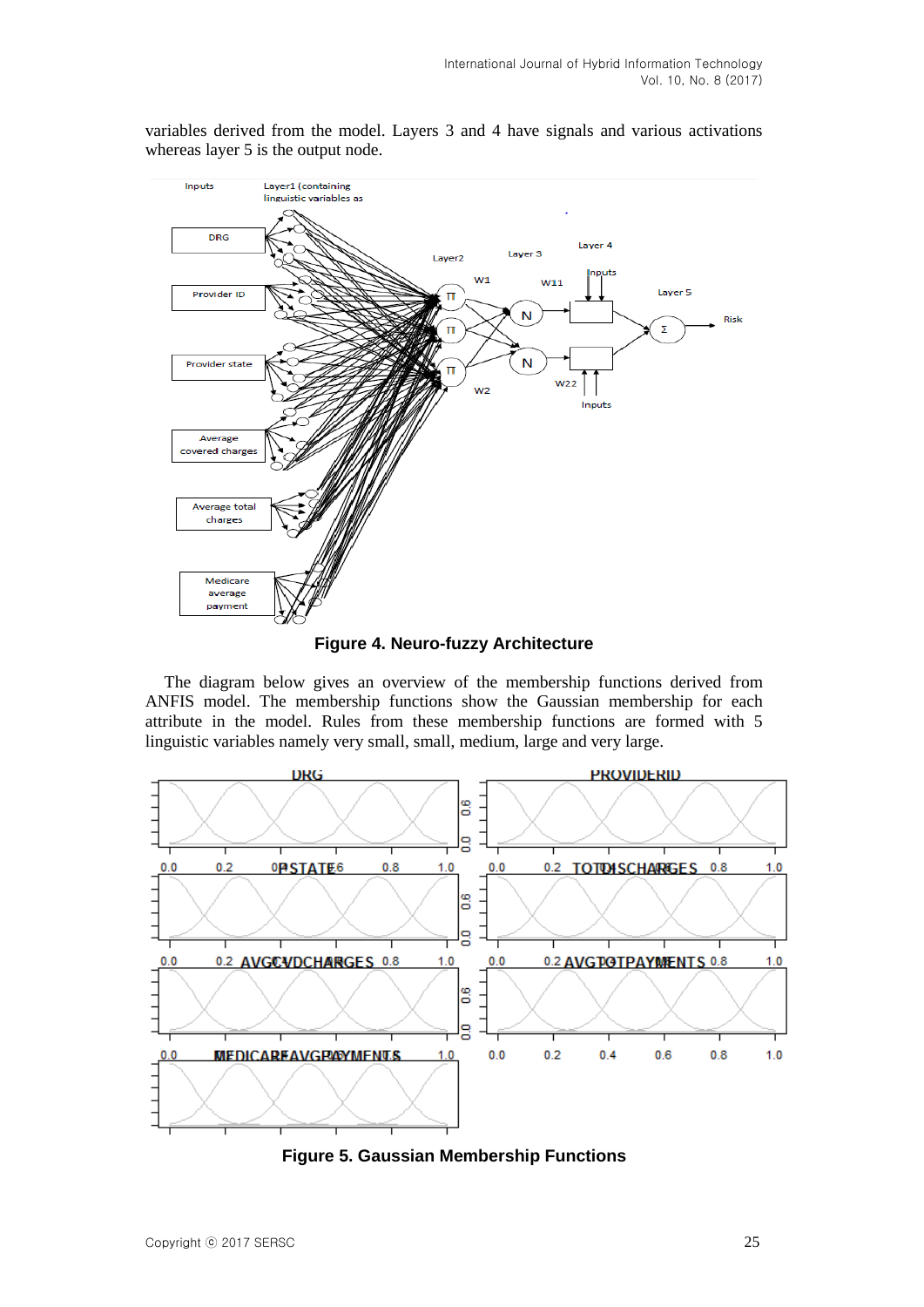variables derived from the model. Layers 3 and 4 have signals and various activations whereas layer 5 is the output node.

**Figure 4. Neuro-fuzzy Architecture**

The diagram below gives an overview of the membership functions derived from ANFIS model. The membership functions show the Gaussian membership for each attribute in the model. Rules from these membership functions are formed with 5 linguistic variables namely very small, small, medium, large and very large.

**Figure 5. Gaussian Membership Functions**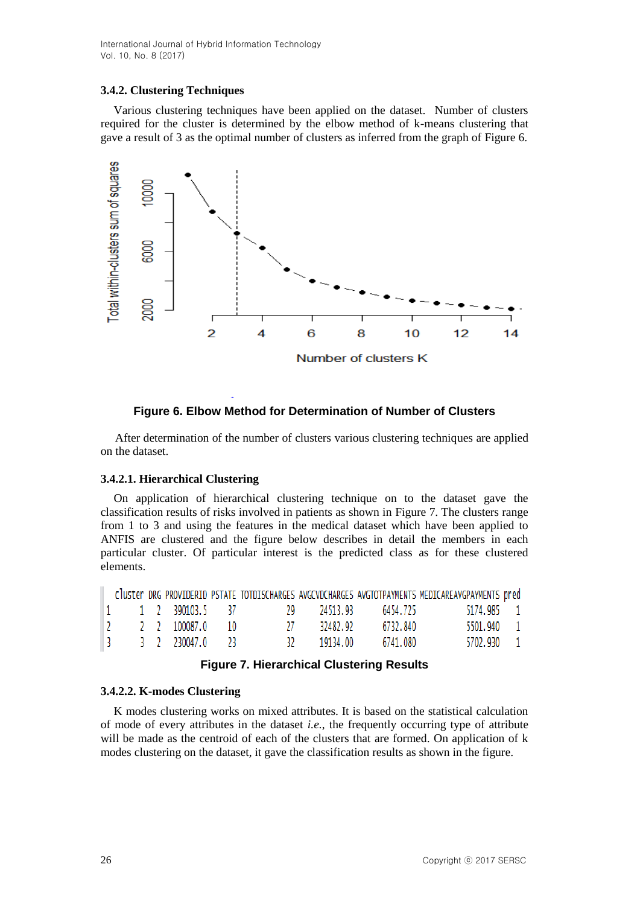#### 3.4.2. Clustering Techniques

Various clustering techniques have been applied on the dataset. Number of clusters required for the cluster is determined by the elbow method of k-means clustering that gave a result of 3 as the optimal number of clusters as inferred from the graph of Figure 6.

**Figure 6. Elbow Method for Determination of Number of Clusters**

After determination of the number of clusters various clustering techniques are applied on the dataset.

##### 3.4.2.1. Hierarchical Clustering

On application of hierarchical clustering technique on to the dataset gave the classification results of risks involved in patients as shown in Figure 7. The clusters range from 1 to 3 and using the features in the medical dataset which have been applied to ANFIS are clustered and the figure below describes in detail the members in each particular cluster. Of particular interest is the predicted class as for these clustered elements.

| | cluster | DRG | PROVIDERID | PSTATE | TOTDISCHARGES | AVGCVDCHARGES | AVGTOTPAYMENTS | MEDICAREAVGPAYMENTS | pred |
|---|---|---|---|---|---|---|---|---|---|
| 1 | 1 | 2 | 390103.5 | 37 | 29 | 24513.93 | 6454.725 | 5174.985 | 1 |
| 2 | 2 | 2 | 100087.0 | 10 | 27 | 32482.92 | 6732.840 | 5501.940 | 1 |
| 3 | 3 | 2 | 230047.0 | 23 | 32 | 19134.00 | 6741.080 | 5702.930 | 1 |

**Figure 7. Hierarchical Clustering Results**

##### 3.4.2.2. K-modes Clustering

K modes clustering works on mixed attributes. It is based on the statistical calculation of mode of every attributes in the dataset *i.e.*, the frequently occurring type of attribute will be made as the centroid of each of the clusters that are formed. On application of k modes clustering on the dataset, it gave the classification results as shown in the figure.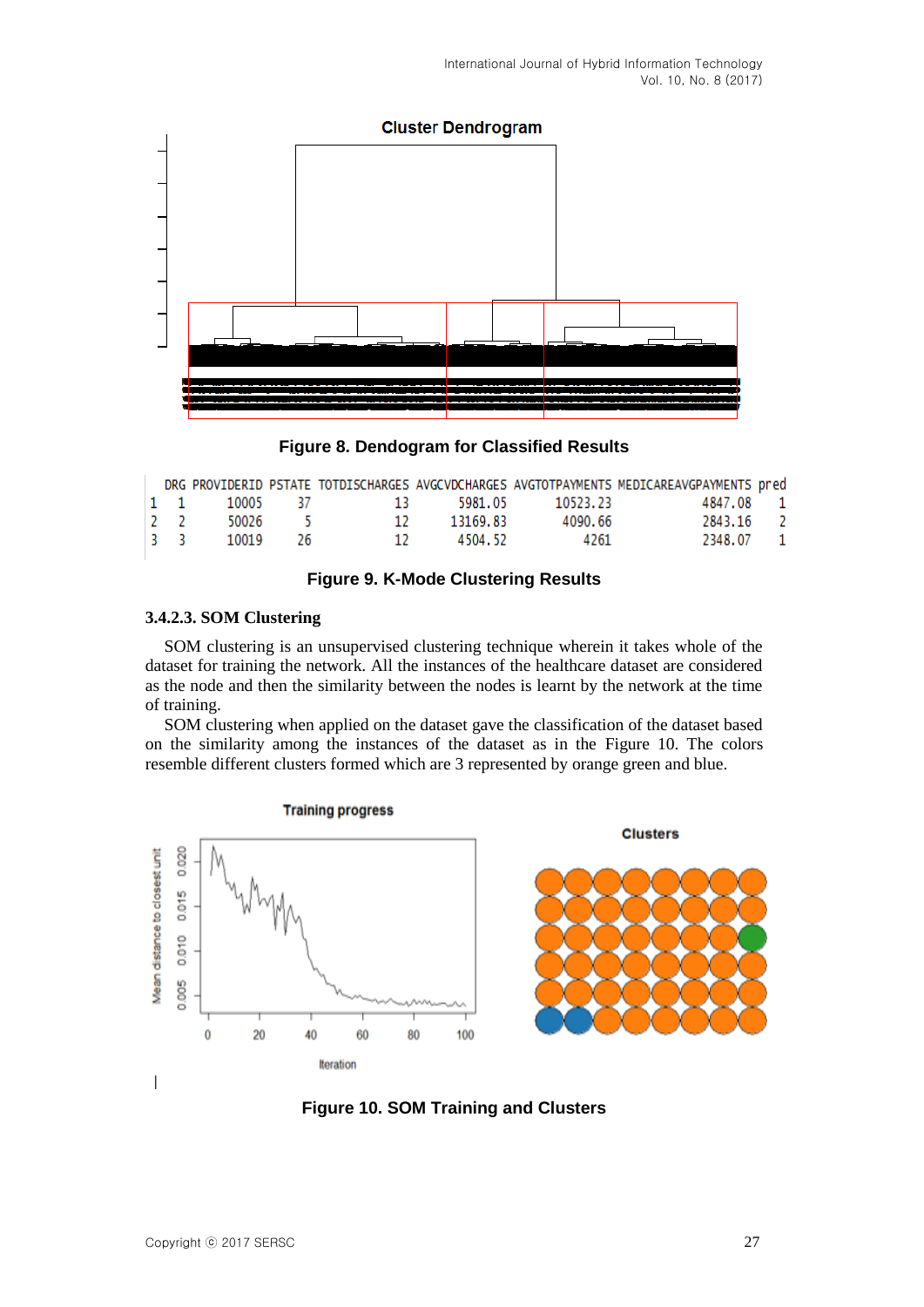Figure 8. Dendogram for Classified Results

| | DRG | PROVIDERID | PSTATE | TOTDISCHARGES | AVGCVDCHARGES | AVGTOTPAYMENTS | MEDICAREAVGPAYMENTS | pred |
|---|---|---|---|---|---|---|---|---|
| 1 | 1 | 10005 | 37 | 13 | 5981.05 | 10523.23 | 4847.08 | 1 |
| 2 | 2 | 50026 | 5 | 12 | 13169.83 | 4090.66 | 2843.16 | 2 |
| 3 | 3 | 10019 | 26 | 12 | 4504.52 | 4261 | 2348.07 | 1 |

Figure 9. K-Mode Clustering Results

#### 3.4.2.3. SOM Clustering

SOM clustering is an unsupervised clustering technique wherein it takes whole of the dataset for training the network. All the instances of the healthcare dataset are considered as the node and then the similarity between the nodes is learnt by the network at the time of training.

SOM clustering when applied on the dataset gave the classification of the dataset based on the similarity among the instances of the dataset as in the Figure 10. The colors resemble different clusters formed which are 3 represented by orange green and blue.

Figure 10. SOM Training and Clusters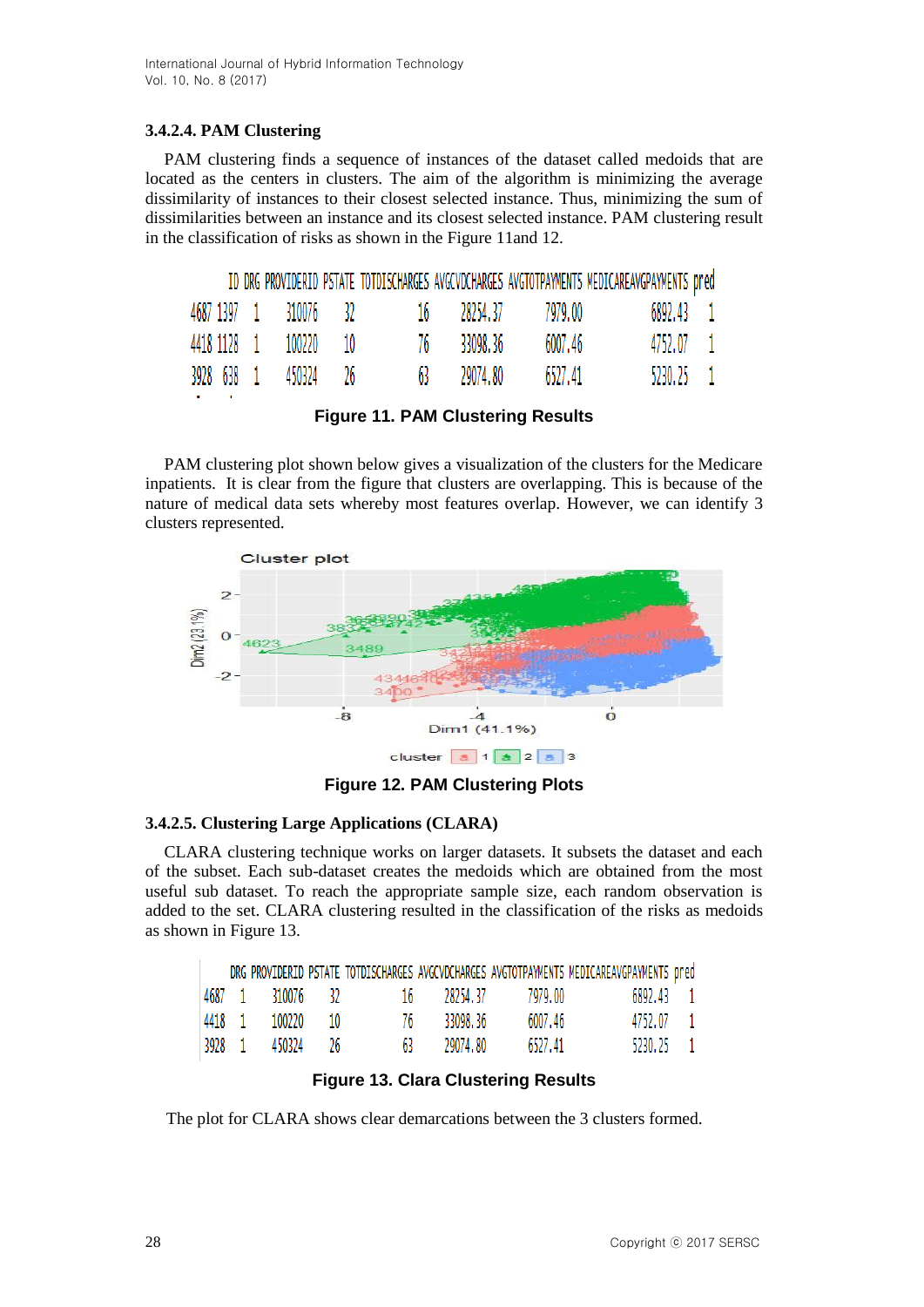#### 3.4.2.4. PAM Clustering

PAM clustering finds a sequence of instances of the dataset called medoids that are located as the centers in clusters. The aim of the algorithm is minimizing the average dissimilarity of instances to their closest selected instance. Thus, minimizing the sum of dissimilarities between an instance and its closest selected instance. PAM clustering result in the classification of risks as shown in the Figure 11and 12.

| | ID | DRG | PROVIDERID | PSTATE | TOTDISCHARGES | AVGCVDCHARGES | AVGTOTPAYMENTS | MEDICAREAVGPAYMENTS | pred |
|---|---|---|---|---|---|---|---|---|---|
| 4687 | 1397 | 1 | 310076 | 32 | 16 | 28254.37 | 7979.00 | 6892.43 | 1 |
| 4418 | 1128 | 1 | 100220 | 10 | 76 | 33098.36 | 6007.46 | 4752.07 | 1 |
| 3928 | 638 | 1 | 450324 | 26 | 63 | 29074.80 | 6527.41 | 5230.25 | 1 |

**Figure 11. PAM Clustering Results**

PAM clustering plot shown below gives a visualization of the clusters for the Medicare inpatients. It is clear from the figure that clusters are overlapping. This is because of the nature of medical data sets whereby most features overlap. However, we can identify 3 clusters represented.

**Figure 12. PAM Clustering Plots**

#### 3.4.2.5. Clustering Large Applications (CLARA)

CLARA clustering technique works on larger datasets. It subsets the dataset and each of the subset. Each sub-dataset creates the medoids which are obtained from the most useful sub dataset. To reach the appropriate sample size, each random observation is added to the set. CLARA clustering resulted in the classification of the risks as medoids as shown in Figure 13.

| | DRG | PROVIDERID | PSTATE | TOTDISCHARGES | AVGCVDCHARGES | AVGTOTPAYMENTS | MEDICAREAVGPAYMENTS | pred |
|---|---|---|---|---|---|---|---|---|
| 4687 | 1 | 310076 | 32 | 16 | 28254.37 | 7979.00 | 6892.43 | 1 |
| 4418 | 1 | 100220 | 10 | 76 | 33098.36 | 6007.46 | 4752.07 | 1 |
| 3928 | 1 | 450324 | 26 | 63 | 29074.80 | 6527.41 | 5230.25 | 1 |

**Figure 13. Clara Clustering Results**

The plot for CLARA shows clear demarcations between the 3 clusters formed.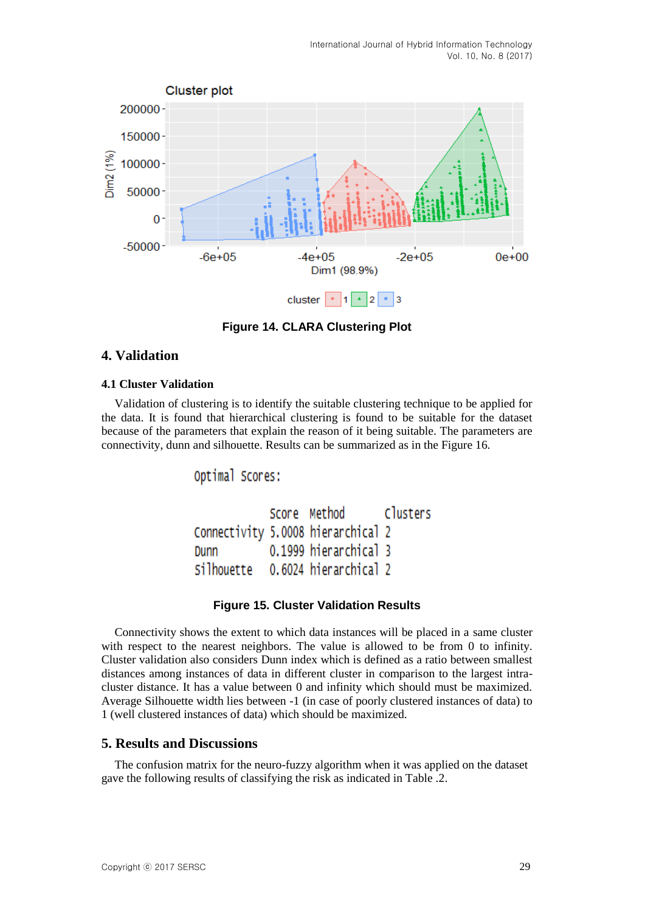Figure 14. CLARA Clustering Plot

## 4. Validation

### 4.1 Cluster Validation

Validation of clustering is to identify the suitable clustering technique to be applied for the data. It is found that hierarchical clustering is found to be suitable for the dataset because of the parameters that explain the reason of it being suitable. The parameters are connectivity, dunn and silhouette. Results can be summarized as in the Figure 16.

```
Optimal Scores:

             Score  Method       Clusters
Connectivity 5.0008 hierarchical 2
Dunn         0.1999 hierarchical 3
Silhouette   0.6024 hierarchical 2
```

Figure 15. Cluster Validation Results

Connectivity shows the extent to which data instances will be placed in a same cluster with respect to the nearest neighbors. The value is allowed to be from 0 to infinity. Cluster validation also considers Dunn index which is defined as a ratio between smallest distances among instances of data in different cluster in comparison to the largest intra-cluster distance. It has a value between 0 and infinity which should must be maximized. Average Silhouette width lies between -1 (in case of poorly clustered instances of data) to 1 (well clustered instances of data) which should be maximized.

## 5. Results and Discussions

The confusion matrix for the neuro-fuzzy algorithm when it was applied on the dataset gave the following results of classifying the risk as indicated in Table .2.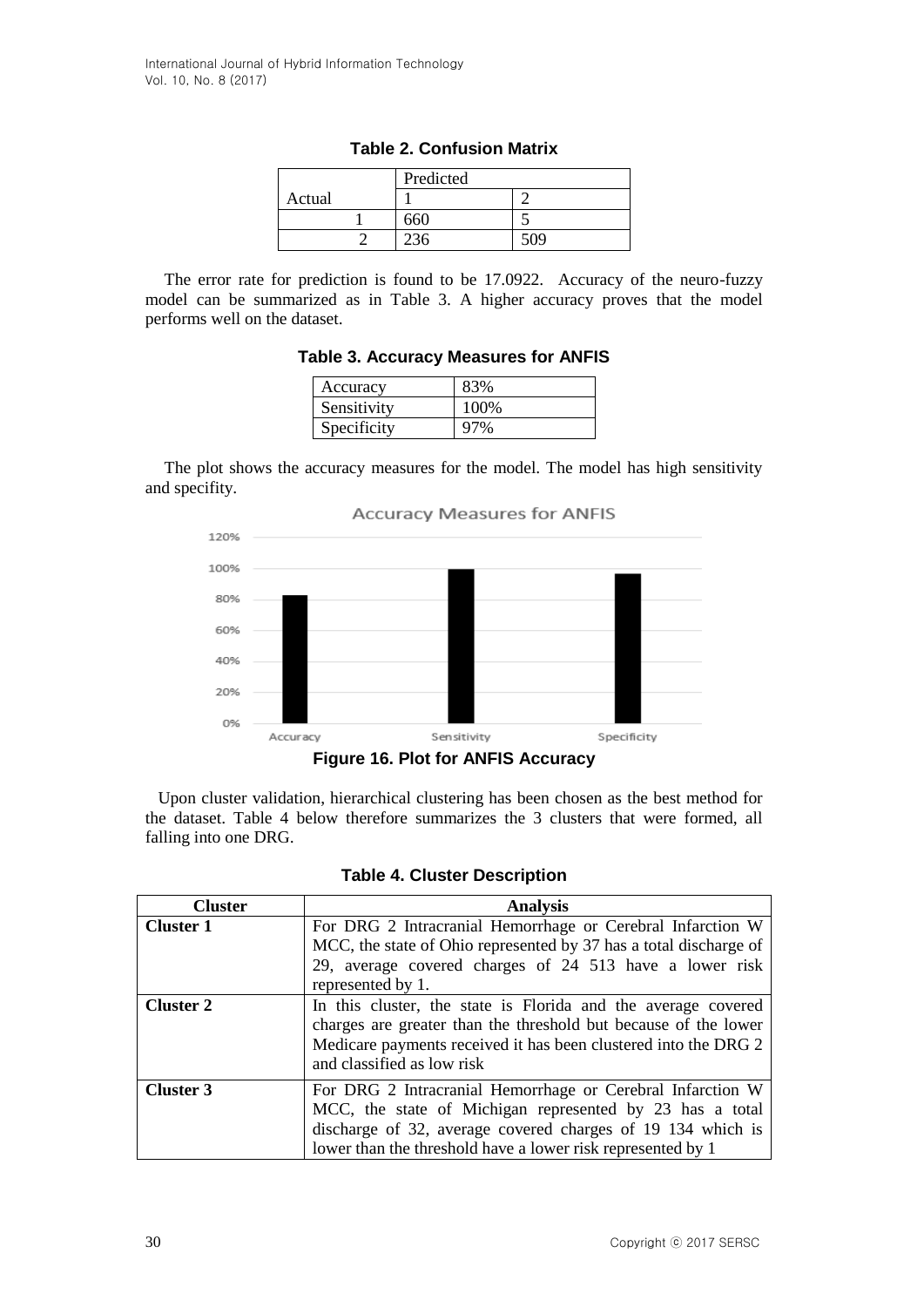**Table 2. Confusion Matrix**

| | Predicted | |
|---|---|---|
| Actual | 1 | 2 |
| 1 | 660 | 5 |
| 2 | 236 | 509 |

The error rate for prediction is found to be 17.0922. Accuracy of the neuro-fuzzy model can be summarized as in Table 3. A higher accuracy proves that the model performs well on the dataset.

**Table 3. Accuracy Measures for ANFIS**

| | |
|---|---|
| Accuracy | 83% |
| Sensitivity | 100% |
| Specificity | 97% |

The plot shows the accuracy measures for the model. The model has high sensitivity and specifity.

**Figure 16. Plot for ANFIS Accuracy**

Upon cluster validation, hierarchical clustering has been chosen as the best method for the dataset. Table 4 below therefore summarizes the 3 clusters that were formed, all falling into one DRG.

**Table 4. Cluster Description**

| Cluster | Analysis |
|---|---|
| **Cluster 1** | For DRG 2 Intracranial Hemorrhage or Cerebral Infarction W MCC, the state of Ohio represented by 37 has a total discharge of 29, average covered charges of 24 513 have a lower risk represented by 1. |
| **Cluster 2** | In this cluster, the state is Florida and the average covered charges are greater than the threshold but because of the lower Medicare payments received it has been clustered into the DRG 2 and classified as low risk |
| **Cluster 3** | For DRG 2 Intracranial Hemorrhage or Cerebral Infarction W MCC, the state of Michigan represented by 23 has a total discharge of 32, average covered charges of 19 134 which is lower than the threshold have a lower risk represented by 1 |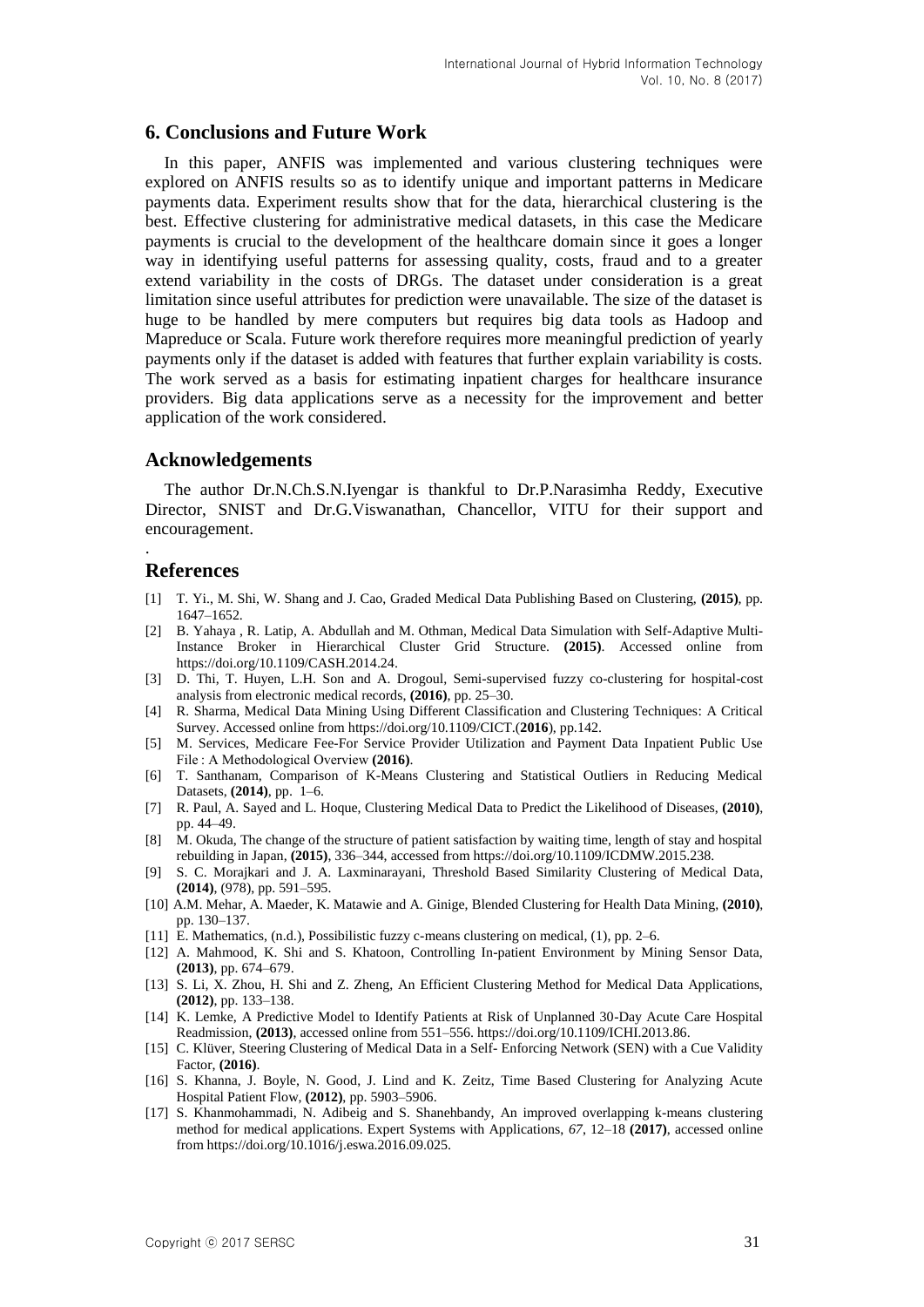## 6. Conclusions and Future Work

In this paper, ANFIS was implemented and various clustering techniques were explored on ANFIS results so as to identify unique and important patterns in Medicare payments data. Experiment results show that for the data, hierarchical clustering is the best. Effective clustering for administrative medical datasets, in this case the Medicare payments is crucial to the development of the healthcare domain since it goes a longer way in identifying useful patterns for assessing quality, costs, fraud and to a greater extend variability in the costs of DRGs. The dataset under consideration is a great limitation since useful attributes for prediction were unavailable. The size of the dataset is huge to be handled by mere computers but requires big data tools as Hadoop and Mapreduce or Scala. Future work therefore requires more meaningful prediction of yearly payments only if the dataset is added with features that further explain variability is costs. The work served as a basis for estimating inpatient charges for healthcare insurance providers. Big data applications serve as a necessity for the improvement and better application of the work considered.

## Acknowledgements

The author Dr.N.Ch.S.N.Iyengar is thankful to Dr.P.Narasimha Reddy, Executive Director, SNIST and Dr.G.Viswanathan, Chancellor, VITU for their support and encouragement.

.

## References

[1] T. Yi., M. Shi, W. Shang and J. Cao, Graded Medical Data Publishing Based on Clustering, **(2015)**, pp. 1647–1652.

[2] B. Yahaya , R. Latip, A. Abdullah and M. Othman, Medical Data Simulation with Self-Adaptive Multi-Instance Broker in Hierarchical Cluster Grid Structure. **(2015)**. Accessed online from https://doi.org/10.1109/CASH.2014.24.

[3] D. Thi, T. Huyen, L.H. Son and A. Drogoul, Semi-supervised fuzzy co-clustering for hospital-cost analysis from electronic medical records, **(2016)**, pp. 25–30.

[4] R. Sharma, Medical Data Mining Using Different Classification and Clustering Techniques: A Critical Survey. Accessed online from https://doi.org/10.1109/CICT.(**2016**), pp.142.

[5] M. Services, Medicare Fee-For Service Provider Utilization and Payment Data Inpatient Public Use File : A Methodological Overview **(2016)**.

[6] T. Santhanam, Comparison of K-Means Clustering and Statistical Outliers in Reducing Medical Datasets, **(2014)**, pp. 1–6.

[7] R. Paul, A. Sayed and L. Hoque, Clustering Medical Data to Predict the Likelihood of Diseases, **(2010)**, pp. 44–49.

[8] M. Okuda, The change of the structure of patient satisfaction by waiting time, length of stay and hospital rebuilding in Japan, **(2015)**, 336–344, accessed from https://doi.org/10.1109/ICDMW.2015.238.

[9] S. C. Morajkari and J. A. Laxminarayani, Threshold Based Similarity Clustering of Medical Data, **(2014)**, (978), pp. 591–595.

[10] A.M. Mehar, A. Maeder, K. Matawie and A. Ginige, Blended Clustering for Health Data Mining, **(2010)**, pp. 130–137.

[11] E. Mathematics, (n.d.), Possibilistic fuzzy c-means clustering on medical, (1), pp. 2–6.

[12] A. Mahmood, K. Shi and S. Khatoon, Controlling In-patient Environment by Mining Sensor Data, **(2013)**, pp. 674–679.

[13] S. Li, X. Zhou, H. Shi and Z. Zheng, An Efficient Clustering Method for Medical Data Applications, **(2012)**, pp. 133–138.

[14] K. Lemke, A Predictive Model to Identify Patients at Risk of Unplanned 30-Day Acute Care Hospital Readmission, **(2013)**, accessed online from 551–556. https://doi.org/10.1109/ICHI.2013.86.

[15] C. Klüver, Steering Clustering of Medical Data in a Self- Enforcing Network (SEN) with a Cue Validity Factor, **(2016)**.

[16] S. Khanna, J. Boyle, N. Good, J. Lind and K. Zeitz, Time Based Clustering for Analyzing Acute Hospital Patient Flow, **(2012)**, pp. 5903–5906.

[17] S. Khanmohammadi, N. Adibeig and S. Shanehbandy, An improved overlapping k-means clustering method for medical applications. Expert Systems with Applications, *67*, 12–18 **(2017)**, accessed online from https://doi.org/10.1016/j.eswa.2016.09.025.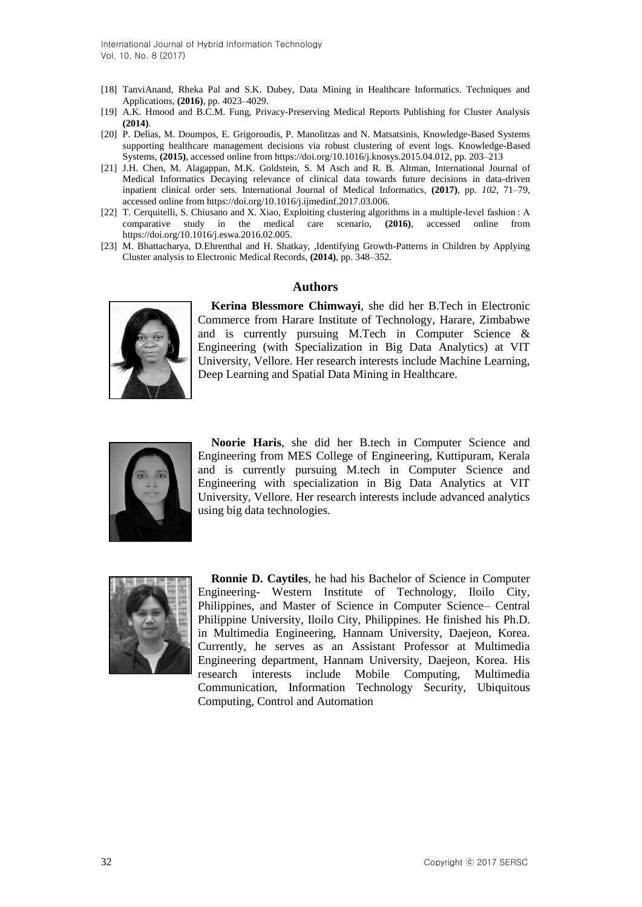[18] TanviAnand, Rheka Pal and S.K. Dubey, Data Mining in Healthcare Informatics. Techniques and Applications, **(2016)**, pp. 4023–4029.

[19] A.K. Hmood and B.C.M. Fung, Privacy-Preserving Medical Reports Publishing for Cluster Analysis **(2014)**.

[20] P. Delias, M. Doumpos, E. Grigoroudis, P. Manolitzas and N. Matsatsinis, Knowledge-Based Systems supporting healthcare management decisions via robust clustering of event logs. Knowledge-Based Systems, **(2015)**, accessed online from https://doi.org/10.1016/j.knosys.2015.04.012, pp. 203–213

[21] J.H. Chen, M. Alagappan, M.K. Goldstein, S. M Asch and R. B. Altman, International Journal of Medical Informatics Decaying relevance of clinical data towards future decisions in data-driven inpatient clinical order sets. International Journal of Medical Informatics, **(2017)**, pp. *102*, 71–79, accessed online from https://doi.org/10.1016/j.ijmedinf.2017.03.006.

[22] T. Cerquitelli, S. Chiusano and X. Xiao, Exploiting clustering algorithms in a multiple-level fashion : A comparative study in the medical care scenario, **(2016)**, accessed online from https://doi.org/10.1016/j.eswa.2016.02.005.

[23] M. Bhattacharya, D.Ehrenthal and H. Shatkay, ,Identifying Growth-Patterns in Children by Applying Cluster analysis to Electronic Medical Records, **(2014)**, pp. 348–352.

## Authors

**Kerina Blessmore Chimwayi**, she did her B.Tech in Electronic Commerce from Harare Institute of Technology, Harare, Zimbabwe and is currently pursuing M.Tech in Computer Science & Engineering (with Specialization in Big Data Analytics) at VIT University, Vellore. Her research interests include Machine Learning, Deep Learning and Spatial Data Mining in Healthcare.

**Noorie Haris**, she did her B.tech in Computer Science and Engineering from MES College of Engineering, Kuttipuram, Kerala and is currently pursuing M.tech in Computer Science and Engineering with specialization in Big Data Analytics at VIT University, Vellore. Her research interests include advanced analytics using big data technologies.

**Ronnie D. Caytiles**, he had his Bachelor of Science in Computer Engineering- Western Institute of Technology, Iloilo City, Philippines, and Master of Science in Computer Science– Central Philippine University, Iloilo City, Philippines. He finished his Ph.D. in Multimedia Engineering, Hannam University, Daejeon, Korea. Currently, he serves as an Assistant Professor at Multimedia Engineering department, Hannam University, Daejeon, Korea. His research interests include Mobile Computing, Multimedia Communication, Information Technology Security, Ubiquitous Computing, Control and Automation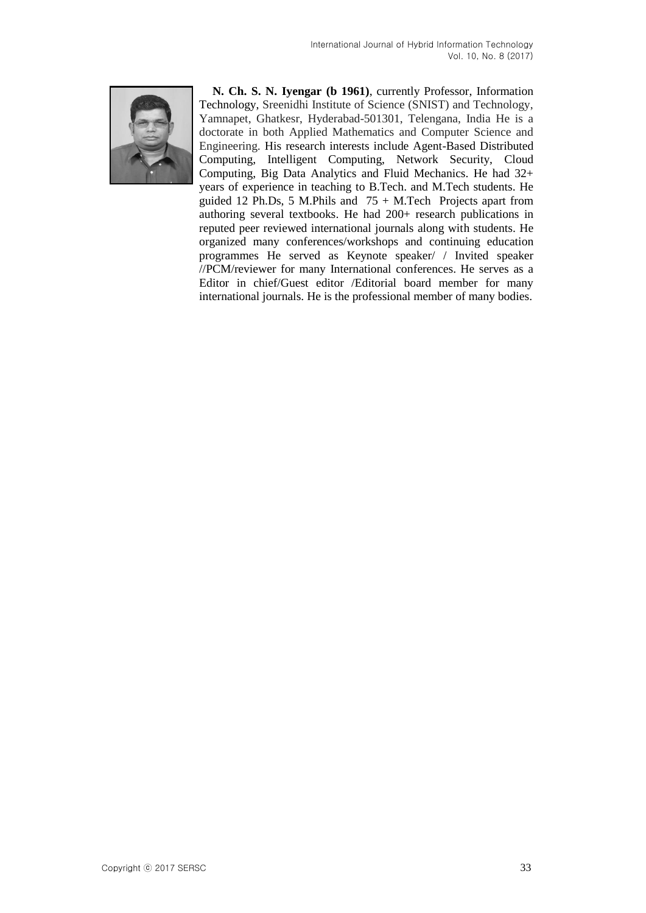**N. Ch. S. N. Iyengar (b 1961)**, currently Professor, Information Technology, Sreenidhi Institute of Science (SNIST) and Technology, Yamnapet, Ghatkesr, Hyderabad-501301, Telengana, India He is a doctorate in both Applied Mathematics and Computer Science and Engineering. His research interests include Agent-Based Distributed Computing, Intelligent Computing, Network Security, Cloud Computing, Big Data Analytics and Fluid Mechanics. He had 32+ years of experience in teaching to B.Tech. and M.Tech students. He guided 12 Ph.Ds, 5 M.Phils and 75 + M.Tech Projects apart from authoring several textbooks. He had 200+ research publications in reputed peer reviewed international journals along with students. He organized many conferences/workshops and continuing education programmes He served as Keynote speaker/ / Invited speaker //PCM/reviewer for many International conferences. He serves as a Editor in chief/Guest editor /Editorial board member for many international journals. He is the professional member of many bodies.